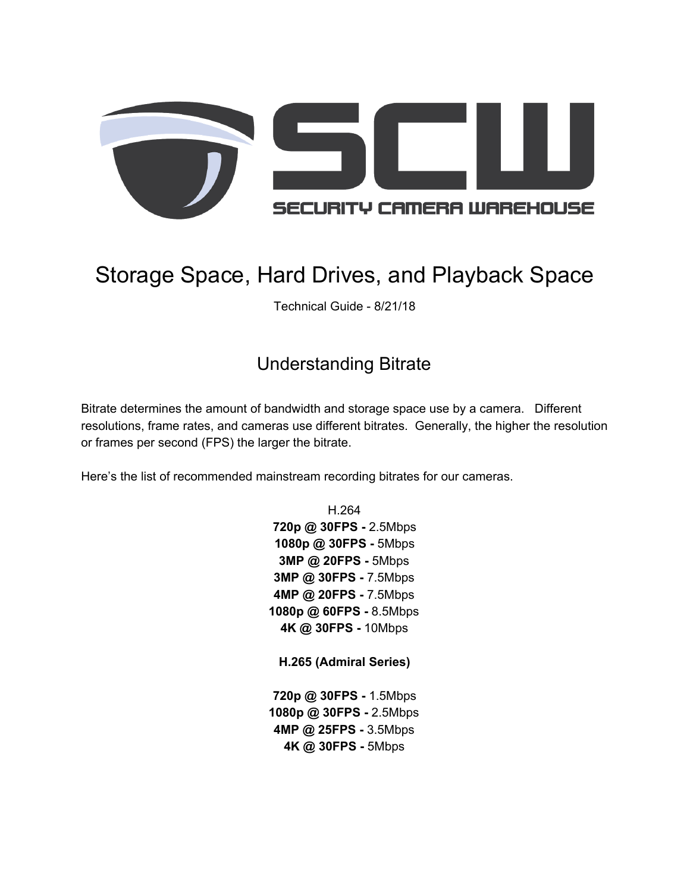SECURITY CAMERA WAREHOUSE

# Storage Space, Hard Drives, and Playback Space

Technical Guide - 8/21/18

## Understanding Bitrate

Bitrate determines the amount of bandwidth and storage space use by a camera. Different resolutions, frame rates, and cameras use different bitrates. Generally, the higher the resolution or frames per second (FPS) the larger the bitrate.

Here's the list of recommended mainstream recording bitrates for our cameras.

H.264

**720p @ 30FPS -** 2.5Mbps
**1080p @ 30FPS -** 5Mbps
**3MP @ 20FPS -** 5Mbps
**3MP @ 30FPS -** 7.5Mbps
**4MP @ 20FPS -** 7.5Mbps
**1080p @ 60FPS -** 8.5Mbps
**4K @ 30FPS -** 10Mbps

**H.265 (Admiral Series)**

**720p @ 30FPS -** 1.5Mbps
**1080p @ 30FPS -** 2.5Mbps
**4MP @ 25FPS -** 3.5Mbps
**4K @ 30FPS -** 5Mbps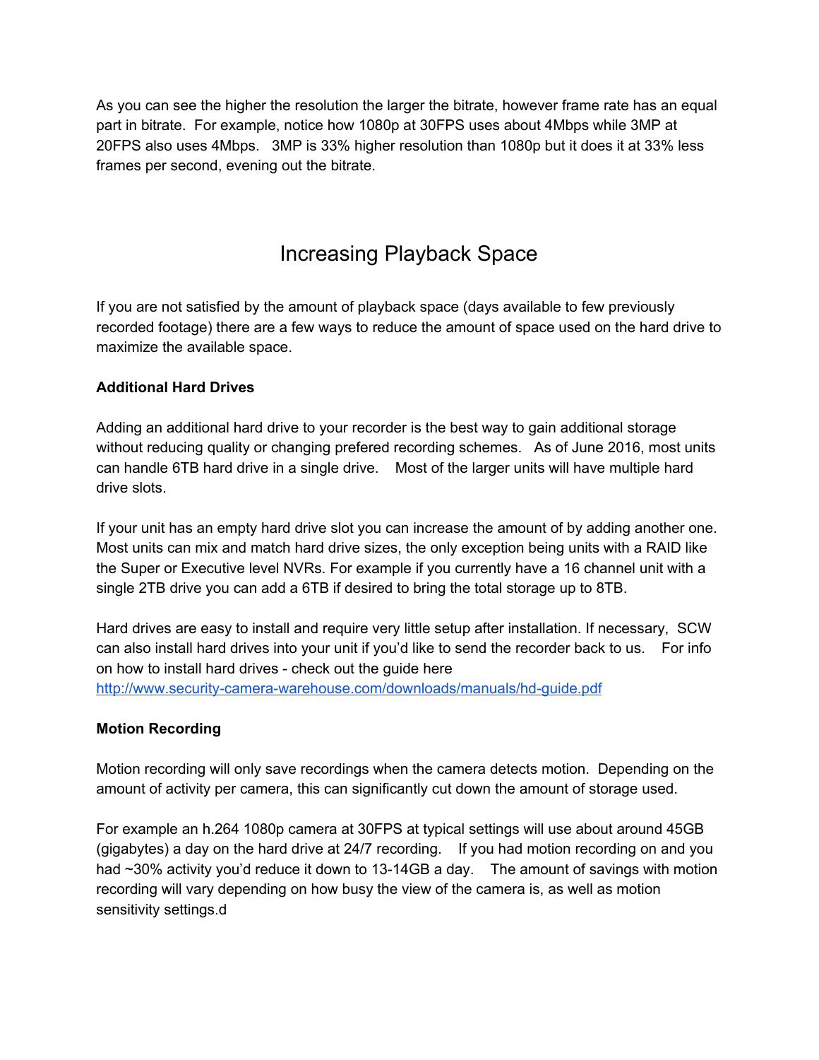As you can see the higher the resolution the larger the bitrate, however frame rate has an equal part in bitrate. For example, notice how 1080p at 30FPS uses about 4Mbps while 3MP at 20FPS also uses 4Mbps. 3MP is 33% higher resolution than 1080p but it does it at 33% less frames per second, evening out the bitrate.

# Increasing Playback Space

If you are not satisfied by the amount of playback space (days available to few previously recorded footage) there are a few ways to reduce the amount of space used on the hard drive to maximize the available space.

**Additional Hard Drives**

Adding an additional hard drive to your recorder is the best way to gain additional storage without reducing quality or changing prefered recording schemes. As of June 2016, most units can handle 6TB hard drive in a single drive. Most of the larger units will have multiple hard drive slots.

If your unit has an empty hard drive slot you can increase the amount of by adding another one. Most units can mix and match hard drive sizes, the only exception being units with a RAID like the Super or Executive level NVRs. For example if you currently have a 16 channel unit with a single 2TB drive you can add a 6TB if desired to bring the total storage up to 8TB.

Hard drives are easy to install and require very little setup after installation. If necessary, SCW can also install hard drives into your unit if you'd like to send the recorder back to us. For info on how to install hard drives - check out the guide here [http://www.security-camera-warehouse.com/downloads/manuals/hd-guide.pdf](http://www.security-camera-warehouse.com/downloads/manuals/hd-guide.pdf)

**Motion Recording**

Motion recording will only save recordings when the camera detects motion. Depending on the amount of activity per camera, this can significantly cut down the amount of storage used.

For example an h.264 1080p camera at 30FPS at typical settings will use about around 45GB (gigabytes) a day on the hard drive at 24/7 recording. If you had motion recording on and you had ~30% activity you'd reduce it down to 13-14GB a day. The amount of savings with motion recording will vary depending on how busy the view of the camera is, as well as motion sensitivity settings.d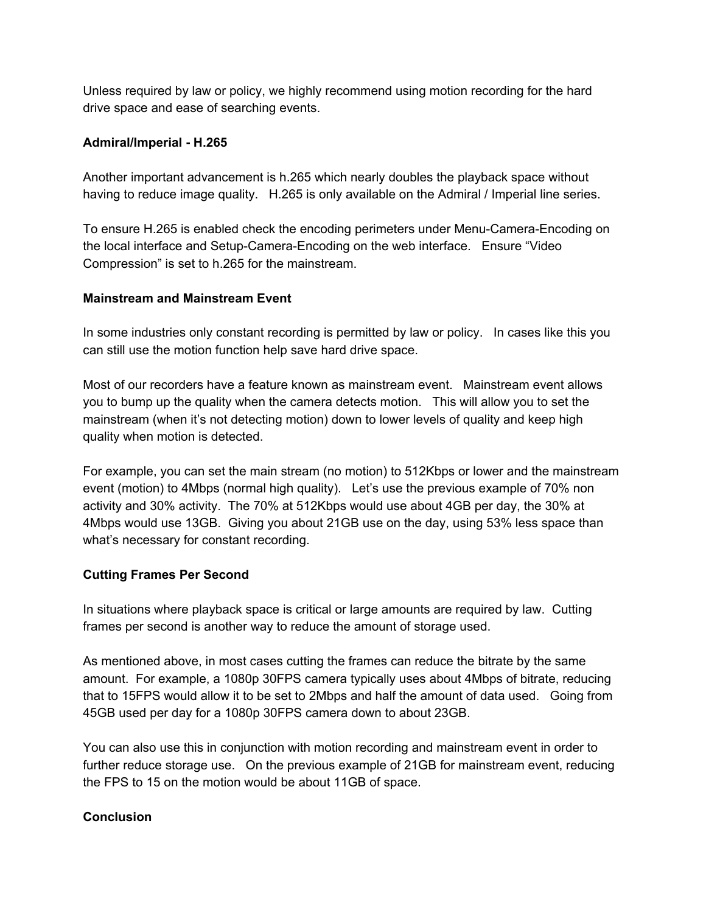Unless required by law or policy, we highly recommend using motion recording for the hard drive space and ease of searching events.

**Admiral/Imperial - H.265**

Another important advancement is h.265 which nearly doubles the playback space without having to reduce image quality. H.265 is only available on the Admiral / Imperial line series.

To ensure H.265 is enabled check the encoding perimeters under Menu-Camera-Encoding on the local interface and Setup-Camera-Encoding on the web interface. Ensure "Video Compression" is set to h.265 for the mainstream.

**Mainstream and Mainstream Event**

In some industries only constant recording is permitted by law or policy. In cases like this you can still use the motion function help save hard drive space.

Most of our recorders have a feature known as mainstream event. Mainstream event allows you to bump up the quality when the camera detects motion. This will allow you to set the mainstream (when it's not detecting motion) down to lower levels of quality and keep high quality when motion is detected.

For example, you can set the main stream (no motion) to 512Kbps or lower and the mainstream event (motion) to 4Mbps (normal high quality). Let's use the previous example of 70% non activity and 30% activity. The 70% at 512Kbps would use about 4GB per day, the 30% at 4Mbps would use 13GB. Giving you about 21GB use on the day, using 53% less space than what's necessary for constant recording.

**Cutting Frames Per Second**

In situations where playback space is critical or large amounts are required by law. Cutting frames per second is another way to reduce the amount of storage used.

As mentioned above, in most cases cutting the frames can reduce the bitrate by the same amount. For example, a 1080p 30FPS camera typically uses about 4Mbps of bitrate, reducing that to 15FPS would allow it to be set to 2Mbps and half the amount of data used. Going from 45GB used per day for a 1080p 30FPS camera down to about 23GB.

You can also use this in conjunction with motion recording and mainstream event in order to further reduce storage use. On the previous example of 21GB for mainstream event, reducing the FPS to 15 on the motion would be about 11GB of space.

**Conclusion**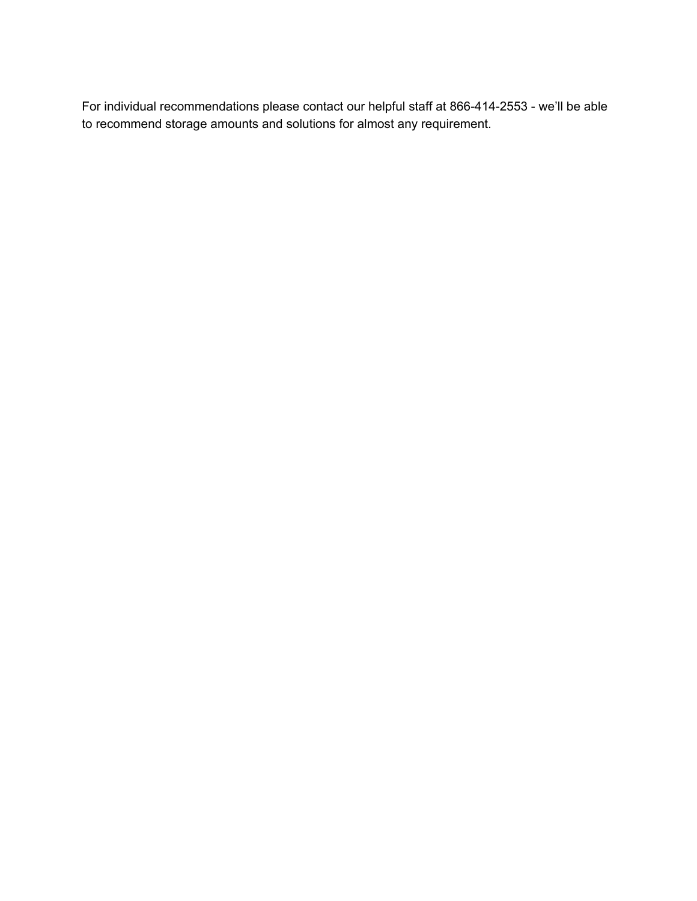For individual recommendations please contact our helpful staff at 866-414-2553 - we'll be able to recommend storage amounts and solutions for almost any requirement.